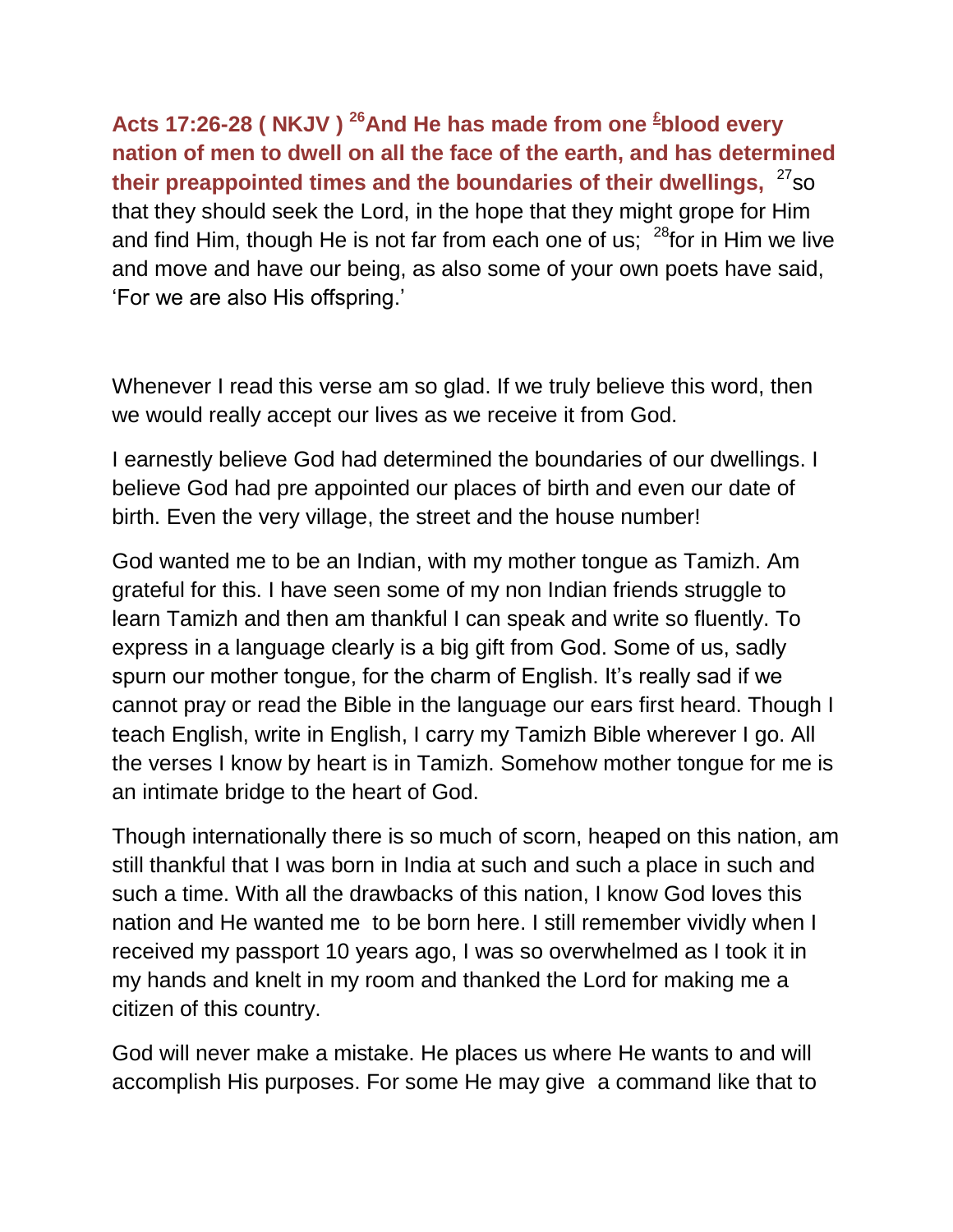**Acts 17:26-28 ( NKJV ) [26]And He has made from one [£]blood every nation of men to dwell on all the face of the earth, and has determined their preappointed times and the boundaries of their dwellings,** [27]so that they should seek the Lord, in the hope that they might grope for Him and find Him, though He is not far from each one of us; [28]for in Him we live and move and have our being, as also some of your own poets have said, 'For we are also His offspring.'

Whenever I read this verse am so glad. If we truly believe this word, then we would really accept our lives as we receive it from God.

I earnestly believe God had determined the boundaries of our dwellings. I believe God had pre appointed our places of birth and even our date of birth. Even the very village, the street and the house number!

God wanted me to be an Indian, with my mother tongue as Tamizh. Am grateful for this. I have seen some of my non Indian friends struggle to learn Tamizh and then am thankful I can speak and write so fluently. To express in a language clearly is a big gift from God. Some of us, sadly spurn our mother tongue, for the charm of English. It's really sad if we cannot pray or read the Bible in the language our ears first heard. Though I teach English, write in English, I carry my Tamizh Bible wherever I go. All the verses I know by heart is in Tamizh. Somehow mother tongue for me is an intimate bridge to the heart of God.

Though internationally there is so much of scorn, heaped on this nation, am still thankful that I was born in India at such and such a place in such and such a time. With all the drawbacks of this nation, I know God loves this nation and He wanted me to be born here. I still remember vividly when I received my passport 10 years ago, I was so overwhelmed as I took it in my hands and knelt in my room and thanked the Lord for making me a citizen of this country.

God will never make a mistake. He places us where He wants to and will accomplish His purposes. For some He may give a command like that to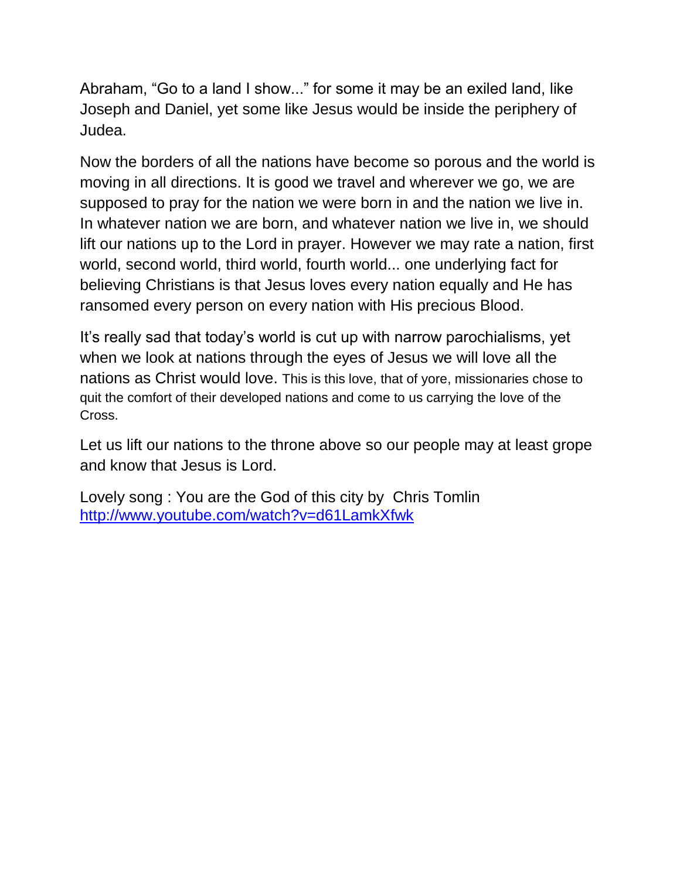Abraham, "Go to a land I show..." for some it may be an exiled land, like Joseph and Daniel, yet some like Jesus would be inside the periphery of Judea.

Now the borders of all the nations have become so porous and the world is moving in all directions. It is good we travel and wherever we go, we are supposed to pray for the nation we were born in and the nation we live in. In whatever nation we are born, and whatever nation we live in, we should lift our nations up to the Lord in prayer. However we may rate a nation, first world, second world, third world, fourth world... one underlying fact for believing Christians is that Jesus loves every nation equally and He has ransomed every person on every nation with His precious Blood.

It's really sad that today's world is cut up with narrow parochialisms, yet when we look at nations through the eyes of Jesus we will love all the nations as Christ would love. This is this love, that of yore, missionaries chose to quit the comfort of their developed nations and come to us carrying the love of the Cross.

Let us lift our nations to the throne above so our people may at least grope and know that Jesus is Lord.

Lovely song : You are the God of this city by Chris Tomlin
[http://www.youtube.com/watch?v=d61LamkXfwk](http://www.youtube.com/watch?v=d61LamkXfwk)